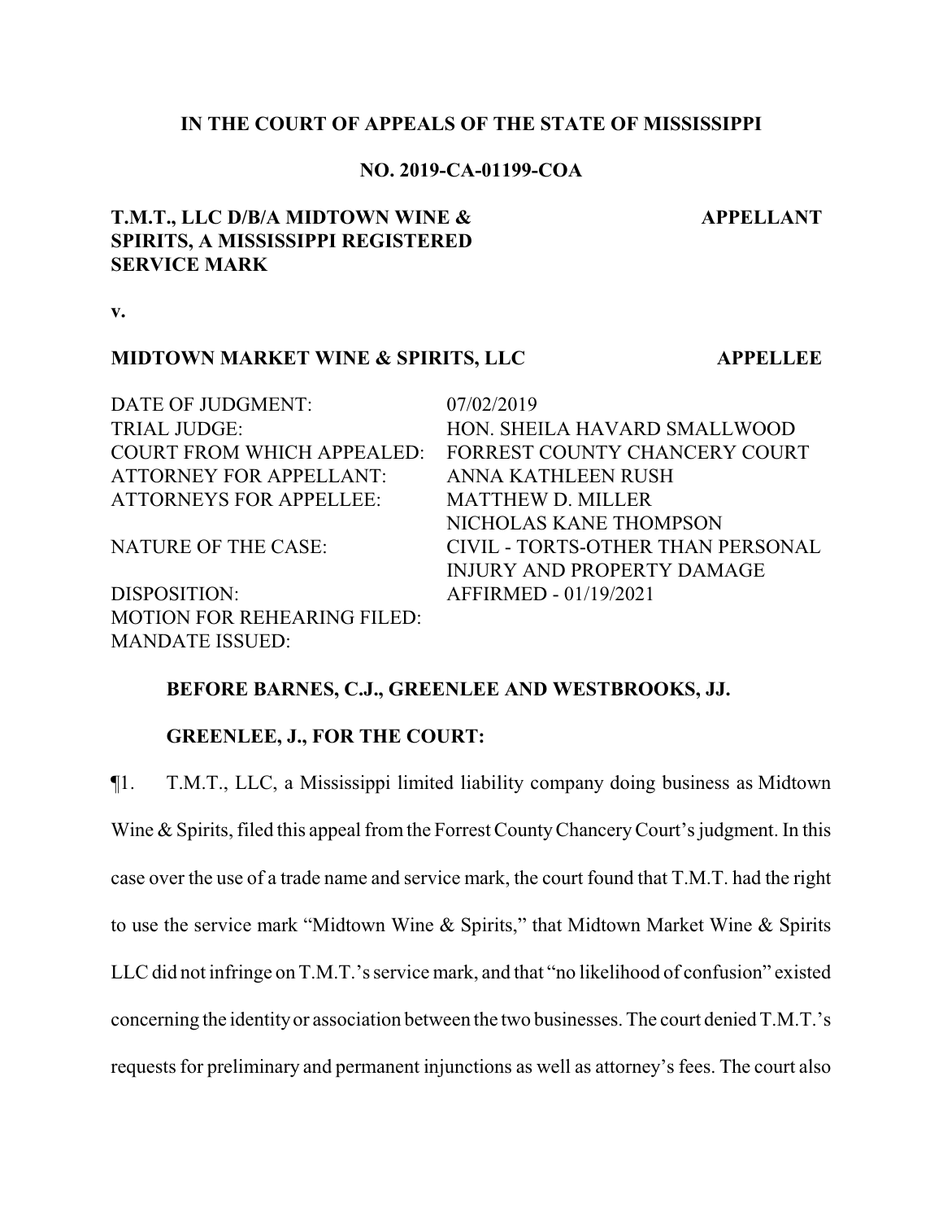**IN THE COURT OF APPEALS OF THE STATE OF MISSISSIPPI**

**NO. 2019-CA-01199-COA**

**T.M.T., LLC D/B/A MIDTOWN WINE & SPIRITS, A MISSISSIPPI REGISTERED SERVICE MARK** — **APPELLANT**

**v.**

**MIDTOWN MARKET WINE & SPIRITS, LLC** — **APPELLEE**

| | |
|---|---|
| DATE OF JUDGMENT: | 07/02/2019 |
| TRIAL JUDGE: | HON. SHEILA HAVARD SMALLWOOD |
| COURT FROM WHICH APPEALED: | FORREST COUNTY CHANCERY COURT |
| ATTORNEY FOR APPELLANT: | ANNA KATHLEEN RUSH |
| ATTORNEYS FOR APPELLEE: | MATTHEW D. MILLER<br>NICHOLAS KANE THOMPSON |
| NATURE OF THE CASE: | CIVIL - TORTS-OTHER THAN PERSONAL INJURY AND PROPERTY DAMAGE |
| DISPOSITION: | AFFIRMED - 01/19/2021 |
| MOTION FOR REHEARING FILED: | |
| MANDATE ISSUED: | |

**BEFORE BARNES, C.J., GREENLEE AND WESTBROOKS, JJ.**

**GREENLEE, J., FOR THE COURT:**

¶1. T.M.T., LLC, a Mississippi limited liability company doing business as Midtown Wine & Spirits, filed this appeal from the Forrest County Chancery Court's judgment. In this case over the use of a trade name and service mark, the court found that T.M.T. had the right to use the service mark "Midtown Wine & Spirits," that Midtown Market Wine & Spirits LLC did not infringe on T.M.T.'s service mark, and that "no likelihood of confusion" existed concerning the identity or association between the two businesses. The court denied T.M.T.'s requests for preliminary and permanent injunctions as well as attorney's fees. The court also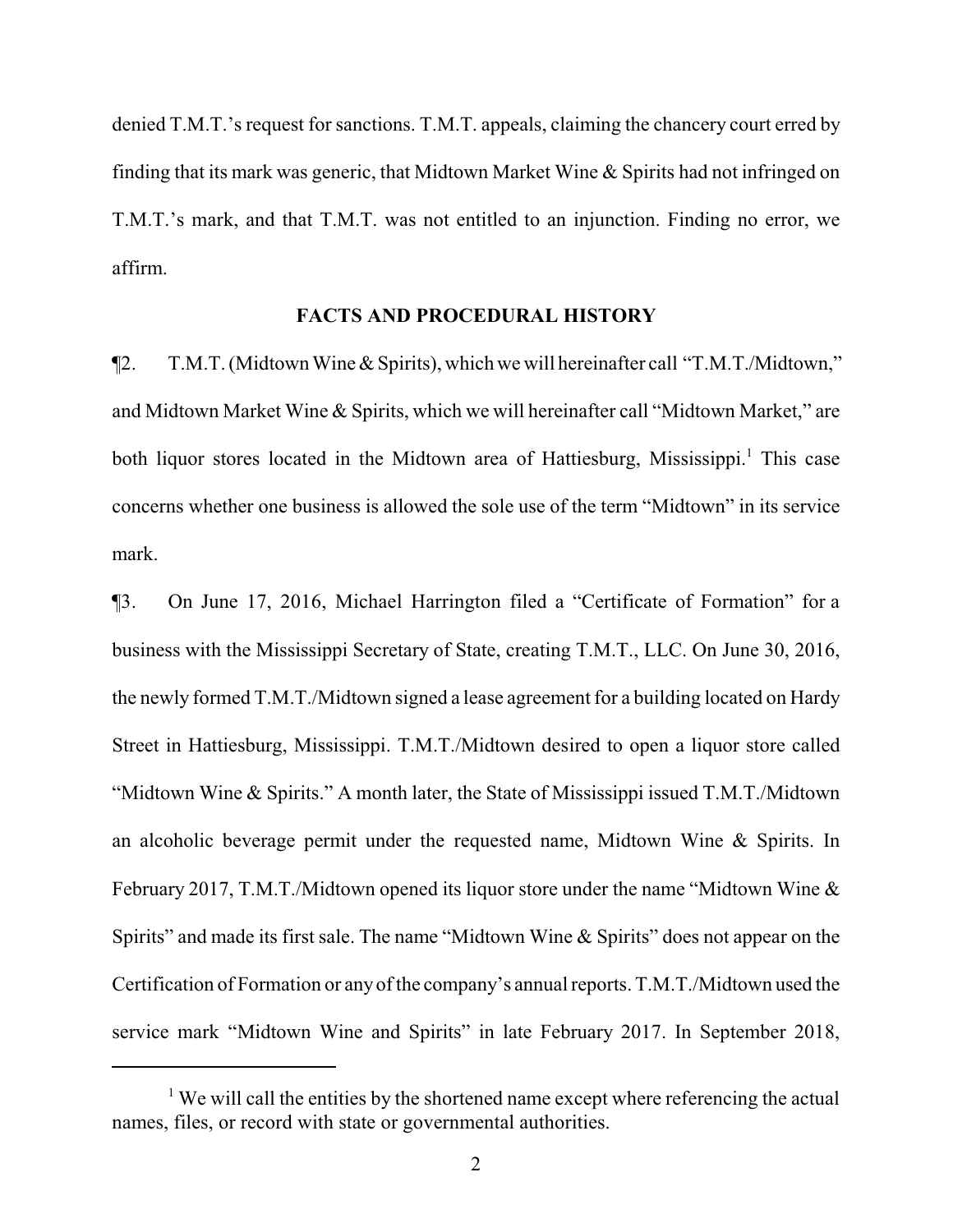denied T.M.T.'s request for sanctions. T.M.T. appeals, claiming the chancery court erred by finding that its mark was generic, that Midtown Market Wine & Spirits had not infringed on T.M.T.'s mark, and that T.M.T. was not entitled to an injunction. Finding no error, we affirm.

## FACTS AND PROCEDURAL HISTORY

¶2. T.M.T. (Midtown Wine & Spirits), which we will hereinafter call "T.M.T./Midtown," and Midtown Market Wine & Spirits, which we will hereinafter call "Midtown Market," are both liquor stores located in the Midtown area of Hattiesburg, Mississippi.[1] This case concerns whether one business is allowed the sole use of the term "Midtown" in its service mark.

¶3. On June 17, 2016, Michael Harrington filed a "Certificate of Formation" for a business with the Mississippi Secretary of State, creating T.M.T., LLC. On June 30, 2016, the newly formed T.M.T./Midtown signed a lease agreement for a building located on Hardy Street in Hattiesburg, Mississippi. T.M.T./Midtown desired to open a liquor store called "Midtown Wine & Spirits." A month later, the State of Mississippi issued T.M.T./Midtown an alcoholic beverage permit under the requested name, Midtown Wine & Spirits. In February 2017, T.M.T./Midtown opened its liquor store under the name "Midtown Wine & Spirits" and made its first sale. The name "Midtown Wine & Spirits" does not appear on the Certification of Formation or any of the company's annual reports. T.M.T./Midtown used the service mark "Midtown Wine and Spirits" in late February 2017. In September 2018,

[1] We will call the entities by the shortened name except where referencing the actual names, files, or record with state or governmental authorities.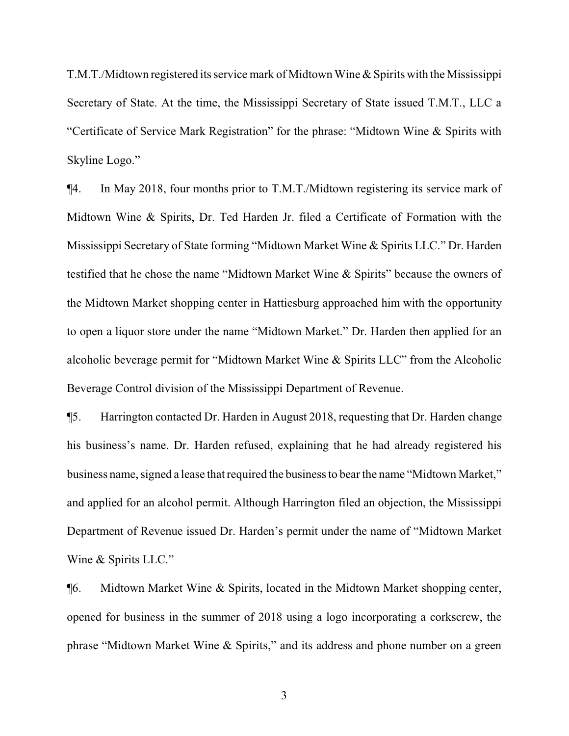T.M.T./Midtown registered its service mark of Midtown Wine & Spirits with the Mississippi Secretary of State. At the time, the Mississippi Secretary of State issued T.M.T., LLC a "Certificate of Service Mark Registration" for the phrase: "Midtown Wine & Spirits with Skyline Logo."

¶4. In May 2018, four months prior to T.M.T./Midtown registering its service mark of Midtown Wine & Spirits, Dr. Ted Harden Jr. filed a Certificate of Formation with the Mississippi Secretary of State forming "Midtown Market Wine & Spirits LLC." Dr. Harden testified that he chose the name "Midtown Market Wine & Spirits" because the owners of the Midtown Market shopping center in Hattiesburg approached him with the opportunity to open a liquor store under the name "Midtown Market." Dr. Harden then applied for an alcoholic beverage permit for "Midtown Market Wine & Spirits LLC" from the Alcoholic Beverage Control division of the Mississippi Department of Revenue.

¶5. Harrington contacted Dr. Harden in August 2018, requesting that Dr. Harden change his business's name. Dr. Harden refused, explaining that he had already registered his business name, signed a lease that required the business to bear the name "Midtown Market," and applied for an alcohol permit. Although Harrington filed an objection, the Mississippi Department of Revenue issued Dr. Harden's permit under the name of "Midtown Market Wine & Spirits LLC."

¶6. Midtown Market Wine & Spirits, located in the Midtown Market shopping center, opened for business in the summer of 2018 using a logo incorporating a corkscrew, the phrase "Midtown Market Wine & Spirits," and its address and phone number on a green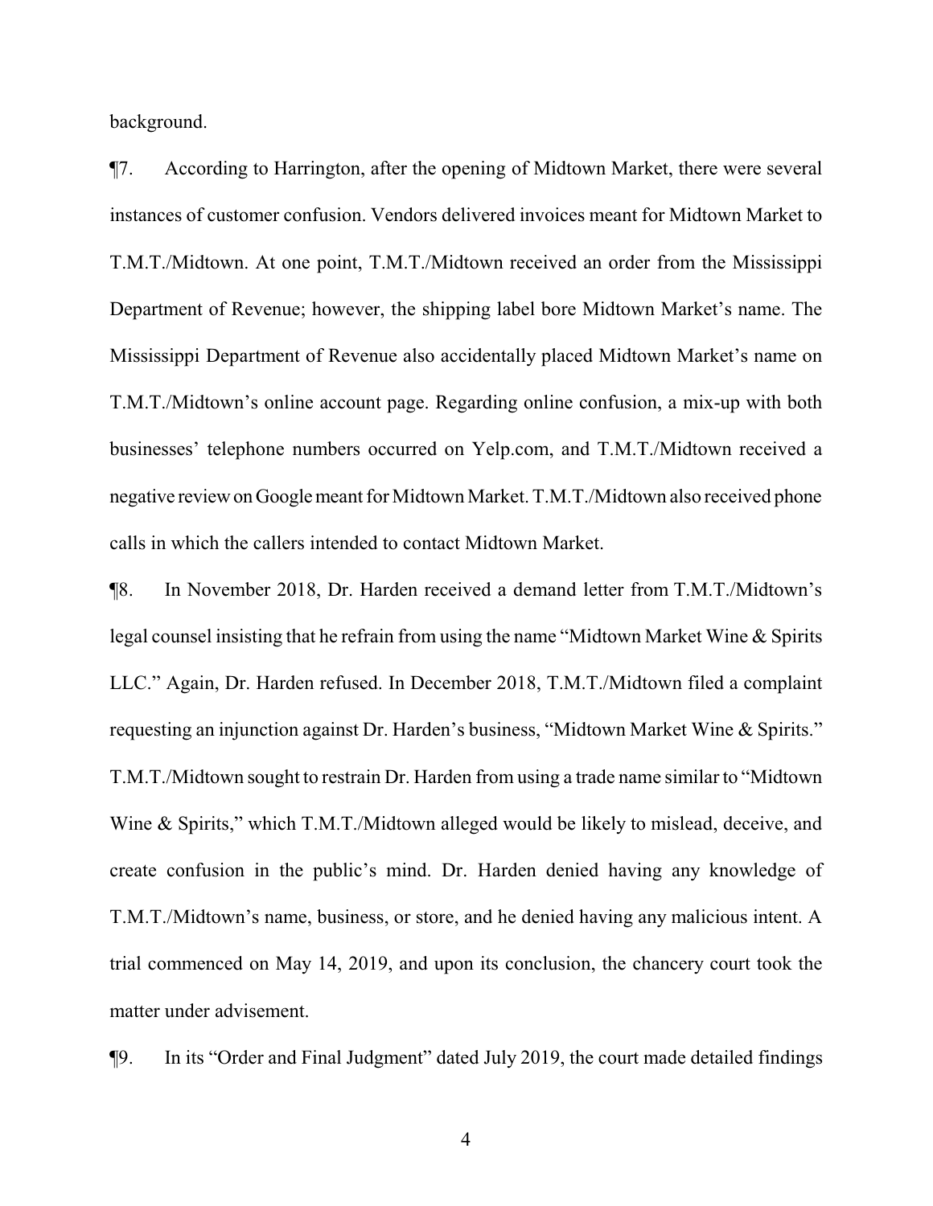background.

¶7. According to Harrington, after the opening of Midtown Market, there were several instances of customer confusion. Vendors delivered invoices meant for Midtown Market to T.M.T./Midtown. At one point, T.M.T./Midtown received an order from the Mississippi Department of Revenue; however, the shipping label bore Midtown Market's name. The Mississippi Department of Revenue also accidentally placed Midtown Market's name on T.M.T./Midtown's online account page. Regarding online confusion, a mix-up with both businesses' telephone numbers occurred on Yelp.com, and T.M.T./Midtown received a negative review on Google meant for Midtown Market. T.M.T./Midtown also received phone calls in which the callers intended to contact Midtown Market.

¶8. In November 2018, Dr. Harden received a demand letter from T.M.T./Midtown's legal counsel insisting that he refrain from using the name "Midtown Market Wine & Spirits LLC." Again, Dr. Harden refused. In December 2018, T.M.T./Midtown filed a complaint requesting an injunction against Dr. Harden's business, "Midtown Market Wine & Spirits." T.M.T./Midtown sought to restrain Dr. Harden from using a trade name similar to "Midtown Wine & Spirits," which T.M.T./Midtown alleged would be likely to mislead, deceive, and create confusion in the public's mind. Dr. Harden denied having any knowledge of T.M.T./Midtown's name, business, or store, and he denied having any malicious intent. A trial commenced on May 14, 2019, and upon its conclusion, the chancery court took the matter under advisement.

¶9. In its "Order and Final Judgment" dated July 2019, the court made detailed findings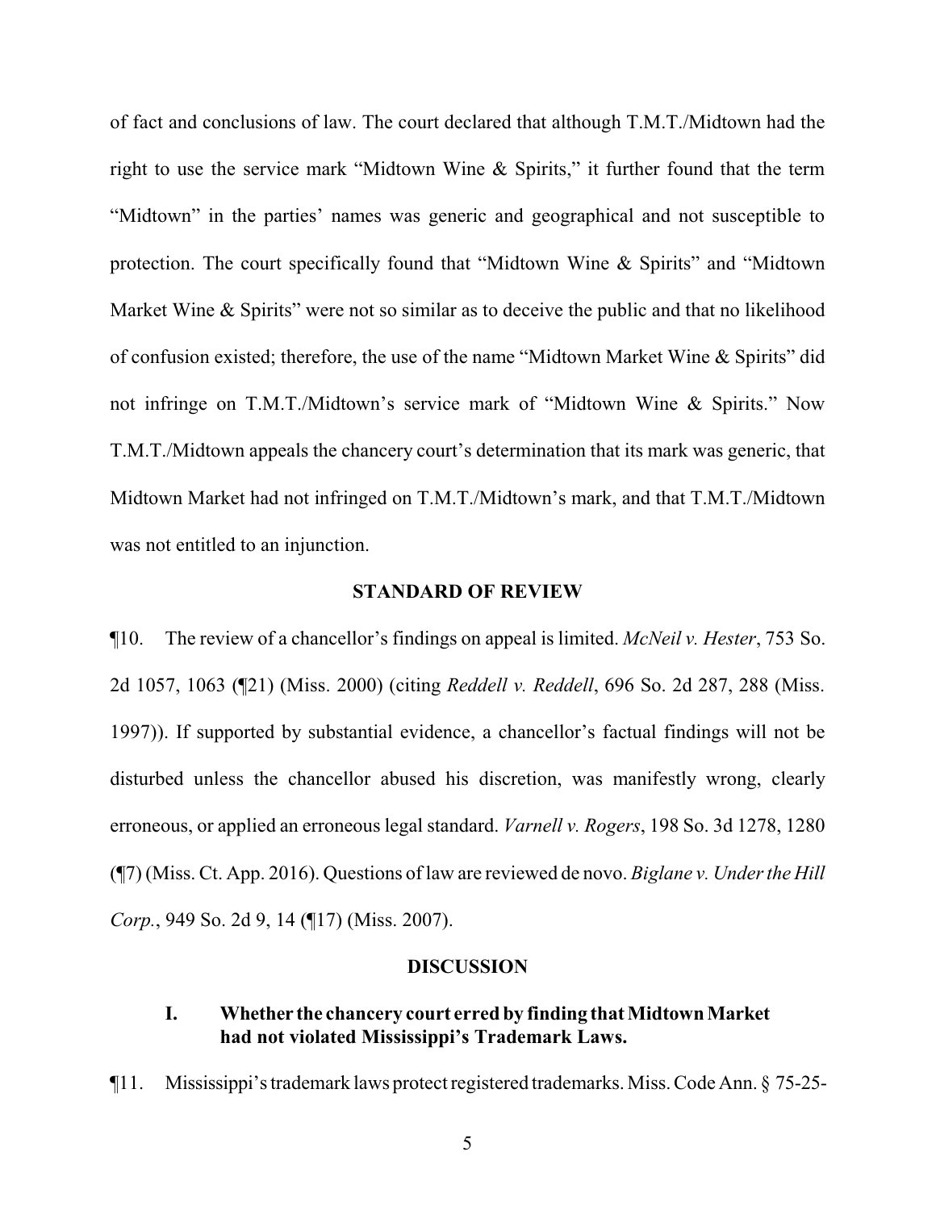of fact and conclusions of law. The court declared that although T.M.T./Midtown had the right to use the service mark "Midtown Wine & Spirits," it further found that the term "Midtown" in the parties' names was generic and geographical and not susceptible to protection. The court specifically found that "Midtown Wine & Spirits" and "Midtown Market Wine & Spirits" were not so similar as to deceive the public and that no likelihood of confusion existed; therefore, the use of the name "Midtown Market Wine & Spirits" did not infringe on T.M.T./Midtown's service mark of "Midtown Wine & Spirits." Now T.M.T./Midtown appeals the chancery court's determination that its mark was generic, that Midtown Market had not infringed on T.M.T./Midtown's mark, and that T.M.T./Midtown was not entitled to an injunction.

## STANDARD OF REVIEW

¶10. The review of a chancellor's findings on appeal is limited. *McNeil v. Hester*, 753 So. 2d 1057, 1063 (¶21) (Miss. 2000) (citing *Reddell v. Reddell*, 696 So. 2d 287, 288 (Miss. 1997)). If supported by substantial evidence, a chancellor's factual findings will not be disturbed unless the chancellor abused his discretion, was manifestly wrong, clearly erroneous, or applied an erroneous legal standard. *Varnell v. Rogers*, 198 So. 3d 1278, 1280 (¶7) (Miss. Ct. App. 2016). Questions of law are reviewed de novo. *Biglane v. Under the Hill Corp.*, 949 So. 2d 9, 14 (¶17) (Miss. 2007).

## DISCUSSION

### I. Whether the chancery court erred by finding that Midtown Market had not violated Mississippi's Trademark Laws.

¶11. Mississippi's trademark laws protect registered trademarks. Miss. Code Ann. § 75-25-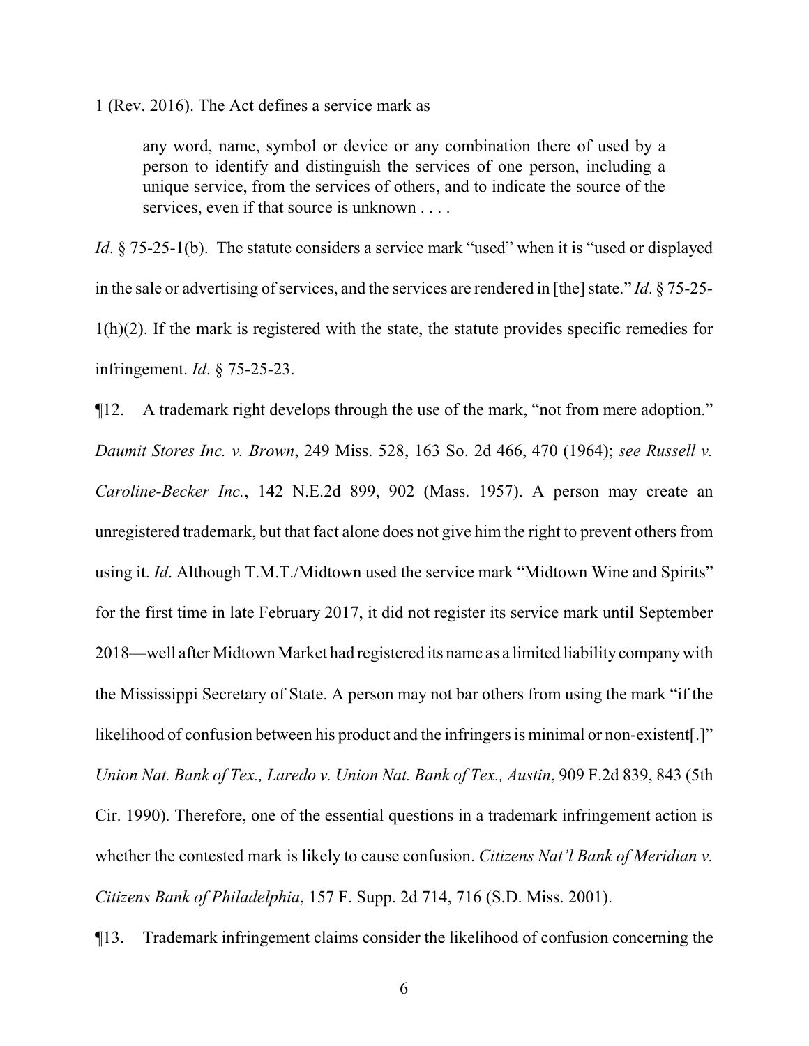1 (Rev. 2016). The Act defines a service mark as

> any word, name, symbol or device or any combination there of used by a person to identify and distinguish the services of one person, including a unique service, from the services of others, and to indicate the source of the services, even if that source is unknown . . . .

*Id*. § 75-25-1(b). The statute considers a service mark "used" when it is "used or displayed in the sale or advertising of services, and the services are rendered in [the] state." *Id*. § 75-25-1(h)(2). If the mark is registered with the state, the statute provides specific remedies for infringement. *Id*. § 75-25-23.

¶12. A trademark right develops through the use of the mark, "not from mere adoption." *Daumit Stores Inc. v. Brown*, 249 Miss. 528, 163 So. 2d 466, 470 (1964); *see Russell v. Caroline-Becker Inc.*, 142 N.E.2d 899, 902 (Mass. 1957). A person may create an unregistered trademark, but that fact alone does not give him the right to prevent others from using it. *Id*. Although T.M.T./Midtown used the service mark "Midtown Wine and Spirits" for the first time in late February 2017, it did not register its service mark until September 2018—well after Midtown Market had registered its name as a limited liability company with the Mississippi Secretary of State. A person may not bar others from using the mark "if the likelihood of confusion between his product and the infringers is minimal or non-existent[.]" *Union Nat. Bank of Tex., Laredo v. Union Nat. Bank of Tex., Austin*, 909 F.2d 839, 843 (5th Cir. 1990). Therefore, one of the essential questions in a trademark infringement action is whether the contested mark is likely to cause confusion. *Citizens Nat'l Bank of Meridian v. Citizens Bank of Philadelphia*, 157 F. Supp. 2d 714, 716 (S.D. Miss. 2001).

¶13. Trademark infringement claims consider the likelihood of confusion concerning the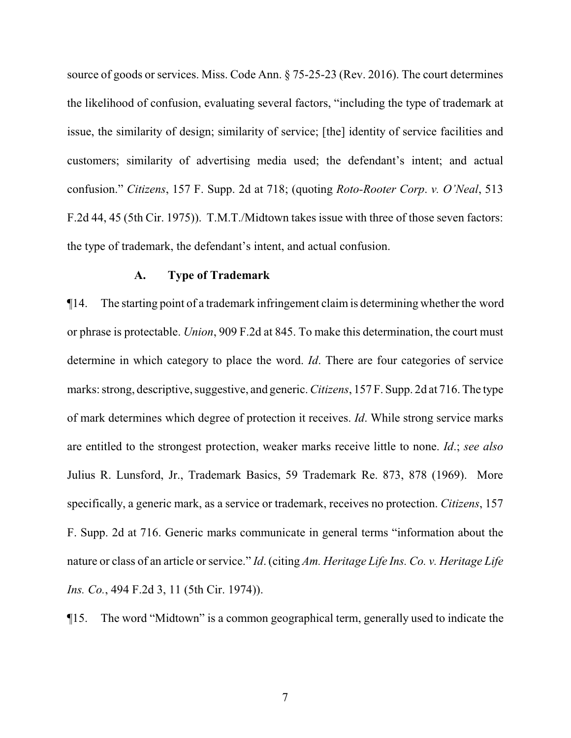source of goods or services. Miss. Code Ann. § 75-25-23 (Rev. 2016). The court determines the likelihood of confusion, evaluating several factors, "including the type of trademark at issue, the similarity of design; similarity of service; [the] identity of service facilities and customers; similarity of advertising media used; the defendant's intent; and actual confusion." *Citizens*, 157 F. Supp. 2d at 718; (quoting *Roto-Rooter Corp*. *v. O'Neal*, 513 F.2d 44, 45 (5th Cir. 1975)). T.M.T./Midtown takes issue with three of those seven factors: the type of trademark, the defendant's intent, and actual confusion.

### A. Type of Trademark

¶14. The starting point of a trademark infringement claim is determining whether the word or phrase is protectable. *Union*, 909 F.2d at 845. To make this determination, the court must determine in which category to place the word. *Id*. There are four categories of service marks: strong, descriptive, suggestive, and generic. *Citizens*, 157 F. Supp. 2d at 716. The type of mark determines which degree of protection it receives. *Id*. While strong service marks are entitled to the strongest protection, weaker marks receive little to none. *Id*.; *see also* Julius R. Lunsford, Jr., Trademark Basics, 59 Trademark Re. 873, 878 (1969). More specifically, a generic mark, as a service or trademark, receives no protection. *Citizens*, 157 F. Supp. 2d at 716. Generic marks communicate in general terms "information about the nature or class of an article or service." *Id*. (citing *Am. Heritage Life Ins. Co. v. Heritage Life Ins. Co.*, 494 F.2d 3, 11 (5th Cir. 1974)).

¶15. The word "Midtown" is a common geographical term, generally used to indicate the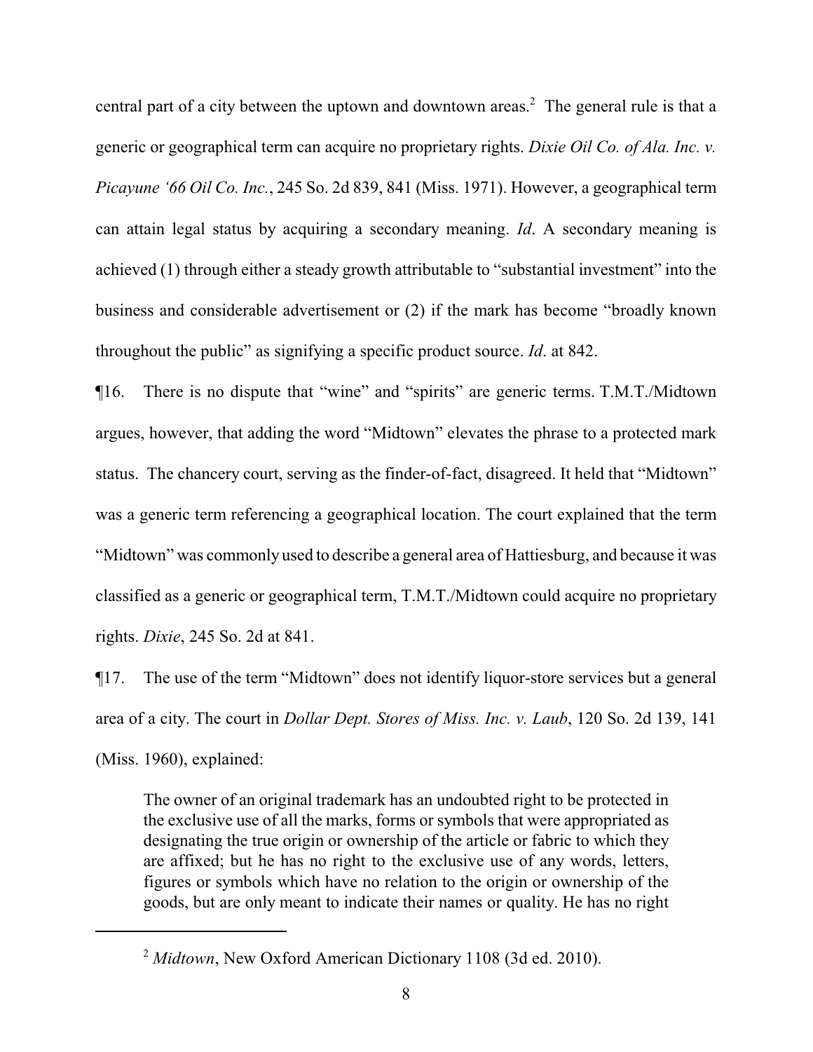central part of a city between the uptown and downtown areas.[2] The general rule is that a generic or geographical term can acquire no proprietary rights. *Dixie Oil Co. of Ala. Inc. v. Picayune '66 Oil Co. Inc.*, 245 So. 2d 839, 841 (Miss. 1971). However, a geographical term can attain legal status by acquiring a secondary meaning. *Id*. A secondary meaning is achieved (1) through either a steady growth attributable to "substantial investment" into the business and considerable advertisement or (2) if the mark has become "broadly known throughout the public" as signifying a specific product source. *Id*. at 842.

¶16. There is no dispute that "wine" and "spirits" are generic terms. T.M.T./Midtown argues, however, that adding the word "Midtown" elevates the phrase to a protected mark status. The chancery court, serving as the finder-of-fact, disagreed. It held that "Midtown" was a generic term referencing a geographical location. The court explained that the term "Midtown" was commonly used to describe a general area of Hattiesburg, and because it was classified as a generic or geographical term, T.M.T./Midtown could acquire no proprietary rights. *Dixie*, 245 So. 2d at 841.

¶17. The use of the term "Midtown" does not identify liquor-store services but a general area of a city. The court in *Dollar Dept. Stores of Miss. Inc. v. Laub*, 120 So. 2d 139, 141 (Miss. 1960), explained:

> The owner of an original trademark has an undoubted right to be protected in the exclusive use of all the marks, forms or symbols that were appropriated as designating the true origin or ownership of the article or fabric to which they are affixed; but he has no right to the exclusive use of any words, letters, figures or symbols which have no relation to the origin or ownership of the goods, but are only meant to indicate their names or quality. He has no right

---

[2] *Midtown*, New Oxford American Dictionary 1108 (3d ed. 2010).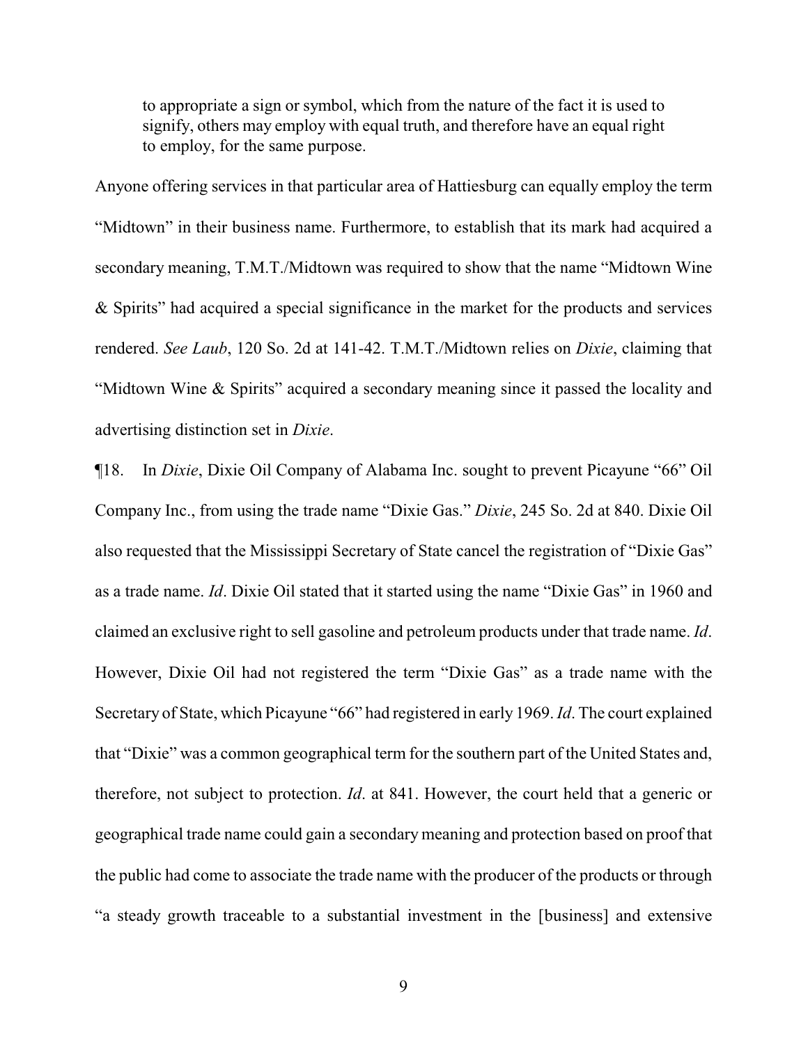> to appropriate a sign or symbol, which from the nature of the fact it is used to signify, others may employ with equal truth, and therefore have an equal right to employ, for the same purpose.

Anyone offering services in that particular area of Hattiesburg can equally employ the term "Midtown" in their business name. Furthermore, to establish that its mark had acquired a secondary meaning, T.M.T./Midtown was required to show that the name "Midtown Wine & Spirits" had acquired a special significance in the market for the products and services rendered. *See Laub*, 120 So. 2d at 141-42. T.M.T./Midtown relies on *Dixie*, claiming that "Midtown Wine & Spirits" acquired a secondary meaning since it passed the locality and advertising distinction set in *Dixie*.

¶18. In *Dixie*, Dixie Oil Company of Alabama Inc. sought to prevent Picayune "66" Oil Company Inc., from using the trade name "Dixie Gas." *Dixie*, 245 So. 2d at 840. Dixie Oil also requested that the Mississippi Secretary of State cancel the registration of "Dixie Gas" as a trade name. *Id*. Dixie Oil stated that it started using the name "Dixie Gas" in 1960 and claimed an exclusive right to sell gasoline and petroleum products under that trade name. *Id*. However, Dixie Oil had not registered the term "Dixie Gas" as a trade name with the Secretary of State, which Picayune "66" had registered in early 1969. *Id*. The court explained that "Dixie" was a common geographical term for the southern part of the United States and, therefore, not subject to protection. *Id*. at 841. However, the court held that a generic or geographical trade name could gain a secondary meaning and protection based on proof that the public had come to associate the trade name with the producer of the products or through "a steady growth traceable to a substantial investment in the [business] and extensive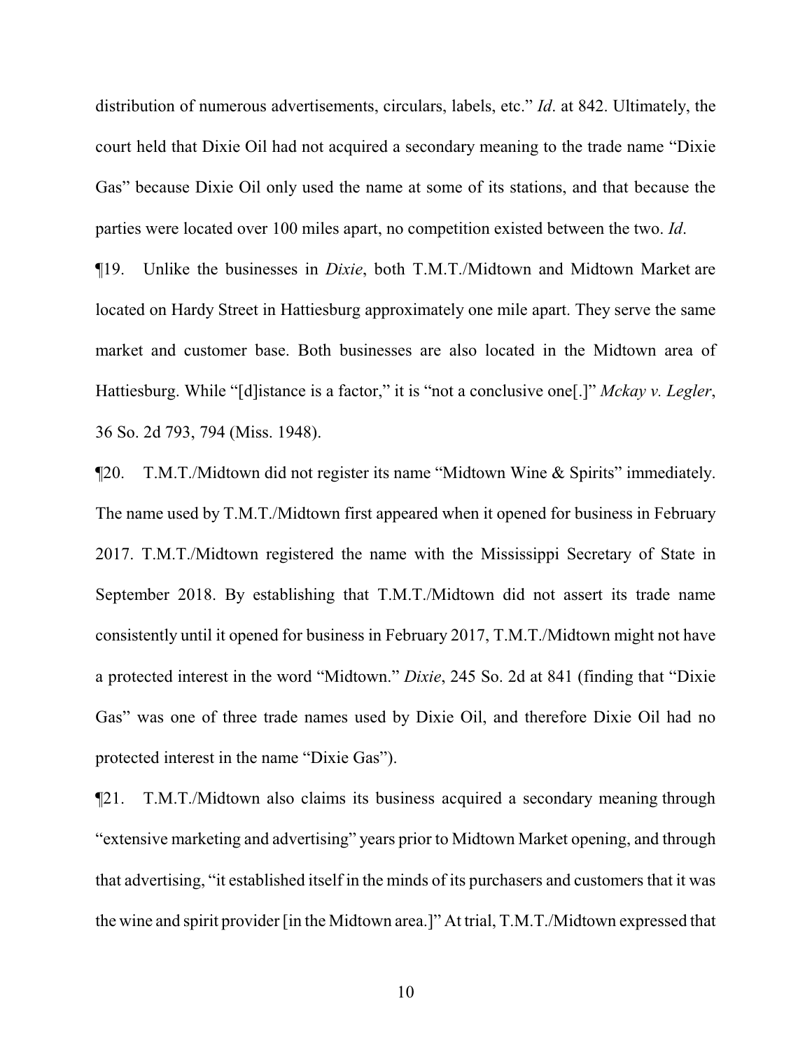distribution of numerous advertisements, circulars, labels, etc." *Id*. at 842. Ultimately, the court held that Dixie Oil had not acquired a secondary meaning to the trade name "Dixie Gas" because Dixie Oil only used the name at some of its stations, and that because the parties were located over 100 miles apart, no competition existed between the two. *Id*.

¶19. Unlike the businesses in *Dixie*, both T.M.T./Midtown and Midtown Market are located on Hardy Street in Hattiesburg approximately one mile apart. They serve the same market and customer base. Both businesses are also located in the Midtown area of Hattiesburg. While "[d]istance is a factor," it is "not a conclusive one[.]" *Mckay v. Legler*, 36 So. 2d 793, 794 (Miss. 1948).

¶20. T.M.T./Midtown did not register its name "Midtown Wine & Spirits" immediately. The name used by T.M.T./Midtown first appeared when it opened for business in February 2017. T.M.T./Midtown registered the name with the Mississippi Secretary of State in September 2018. By establishing that T.M.T./Midtown did not assert its trade name consistently until it opened for business in February 2017, T.M.T./Midtown might not have a protected interest in the word "Midtown." *Dixie*, 245 So. 2d at 841 (finding that "Dixie Gas" was one of three trade names used by Dixie Oil, and therefore Dixie Oil had no protected interest in the name "Dixie Gas").

¶21. T.M.T./Midtown also claims its business acquired a secondary meaning through "extensive marketing and advertising" years prior to Midtown Market opening, and through that advertising, "it established itself in the minds of its purchasers and customers that it was the wine and spirit provider [in the Midtown area.]" At trial, T.M.T./Midtown expressed that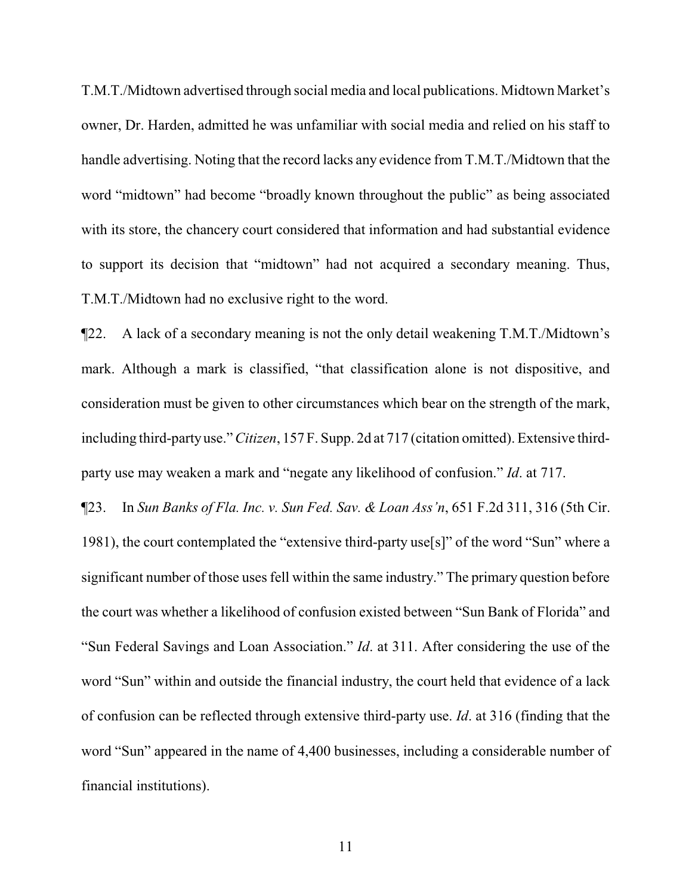T.M.T./Midtown advertised through social media and local publications. Midtown Market's owner, Dr. Harden, admitted he was unfamiliar with social media and relied on his staff to handle advertising. Noting that the record lacks any evidence from T.M.T./Midtown that the word "midtown" had become "broadly known throughout the public" as being associated with its store, the chancery court considered that information and had substantial evidence to support its decision that "midtown" had not acquired a secondary meaning. Thus, T.M.T./Midtown had no exclusive right to the word.

¶22. A lack of a secondary meaning is not the only detail weakening T.M.T./Midtown's mark. Although a mark is classified, "that classification alone is not dispositive, and consideration must be given to other circumstances which bear on the strength of the mark, including third-party use." *Citizen*, 157 F. Supp. 2d at 717 (citation omitted). Extensive third-party use may weaken a mark and "negate any likelihood of confusion." *Id*. at 717.

¶23. In *Sun Banks of Fla. Inc. v. Sun Fed. Sav. & Loan Ass'n*, 651 F.2d 311, 316 (5th Cir. 1981), the court contemplated the "extensive third-party use[s]" of the word "Sun" where a significant number of those uses fell within the same industry." The primary question before the court was whether a likelihood of confusion existed between "Sun Bank of Florida" and "Sun Federal Savings and Loan Association." *Id*. at 311. After considering the use of the word "Sun" within and outside the financial industry, the court held that evidence of a lack of confusion can be reflected through extensive third-party use. *Id*. at 316 (finding that the word "Sun" appeared in the name of 4,400 businesses, including a considerable number of financial institutions).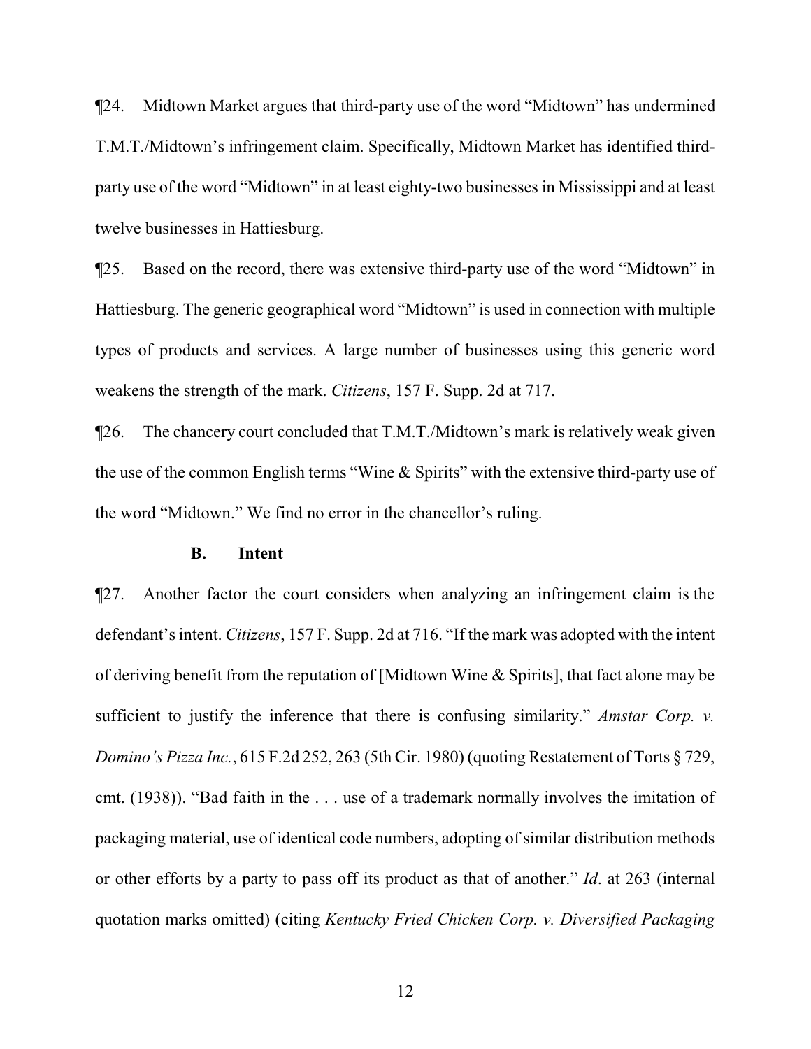¶24. Midtown Market argues that third-party use of the word "Midtown" has undermined T.M.T./Midtown's infringement claim. Specifically, Midtown Market has identified third-party use of the word "Midtown" in at least eighty-two businesses in Mississippi and at least twelve businesses in Hattiesburg.

¶25. Based on the record, there was extensive third-party use of the word "Midtown" in Hattiesburg. The generic geographical word "Midtown" is used in connection with multiple types of products and services. A large number of businesses using this generic word weakens the strength of the mark. *Citizens*, 157 F. Supp. 2d at 717.

¶26. The chancery court concluded that T.M.T./Midtown's mark is relatively weak given the use of the common English terms "Wine & Spirits" with the extensive third-party use of the word "Midtown." We find no error in the chancellor's ruling.

### B. Intent

¶27. Another factor the court considers when analyzing an infringement claim is the defendant's intent. *Citizens*, 157 F. Supp. 2d at 716. "If the mark was adopted with the intent of deriving benefit from the reputation of [Midtown Wine & Spirits], that fact alone may be sufficient to justify the inference that there is confusing similarity." *Amstar Corp. v. Domino's Pizza Inc.*, 615 F.2d 252, 263 (5th Cir. 1980) (quoting Restatement of Torts § 729, cmt. (1938)). "Bad faith in the . . . use of a trademark normally involves the imitation of packaging material, use of identical code numbers, adopting of similar distribution methods or other efforts by a party to pass off its product as that of another." *Id*. at 263 (internal quotation marks omitted) (citing *Kentucky Fried Chicken Corp. v. Diversified Packaging*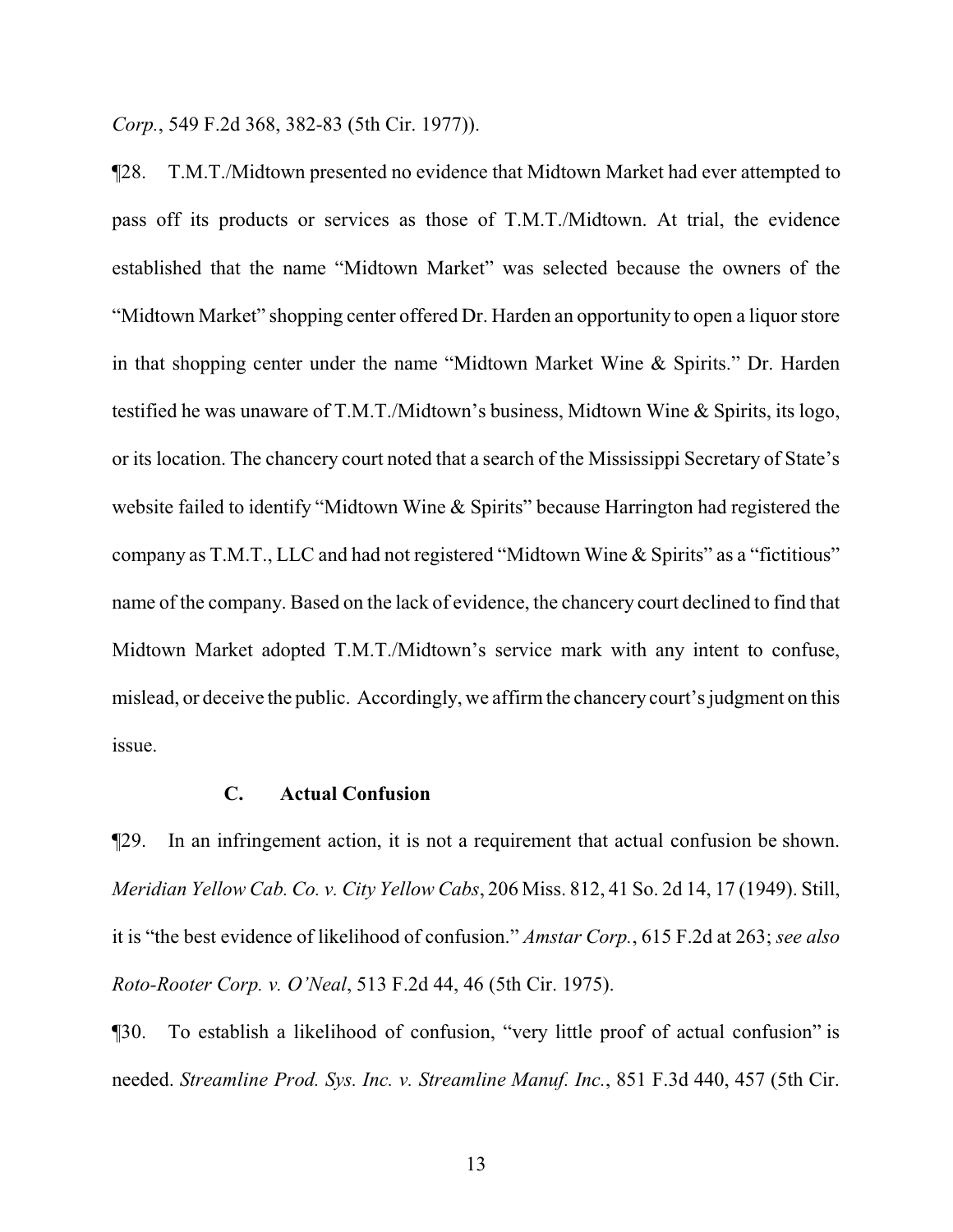*Corp.*, 549 F.2d 368, 382-83 (5th Cir. 1977)).

¶28. T.M.T./Midtown presented no evidence that Midtown Market had ever attempted to pass off its products or services as those of T.M.T./Midtown. At trial, the evidence established that the name "Midtown Market" was selected because the owners of the "Midtown Market" shopping center offered Dr. Harden an opportunity to open a liquor store in that shopping center under the name "Midtown Market Wine & Spirits." Dr. Harden testified he was unaware of T.M.T./Midtown's business, Midtown Wine & Spirits, its logo, or its location. The chancery court noted that a search of the Mississippi Secretary of State's website failed to identify "Midtown Wine & Spirits" because Harrington had registered the company as T.M.T., LLC and had not registered "Midtown Wine & Spirits" as a "fictitious" name of the company. Based on the lack of evidence, the chancery court declined to find that Midtown Market adopted T.M.T./Midtown's service mark with any intent to confuse, mislead, or deceive the public. Accordingly, we affirm the chancery court's judgment on this issue.

### C. Actual Confusion

¶29. In an infringement action, it is not a requirement that actual confusion be shown. *Meridian Yellow Cab. Co. v. City Yellow Cabs*, 206 Miss. 812, 41 So. 2d 14, 17 (1949). Still, it is "the best evidence of likelihood of confusion." *Amstar Corp.*, 615 F.2d at 263; *see also Roto-Rooter Corp. v. O'Neal*, 513 F.2d 44, 46 (5th Cir. 1975).

¶30. To establish a likelihood of confusion, "very little proof of actual confusion" is needed. *Streamline Prod. Sys. Inc. v. Streamline Manuf. Inc.*, 851 F.3d 440, 457 (5th Cir.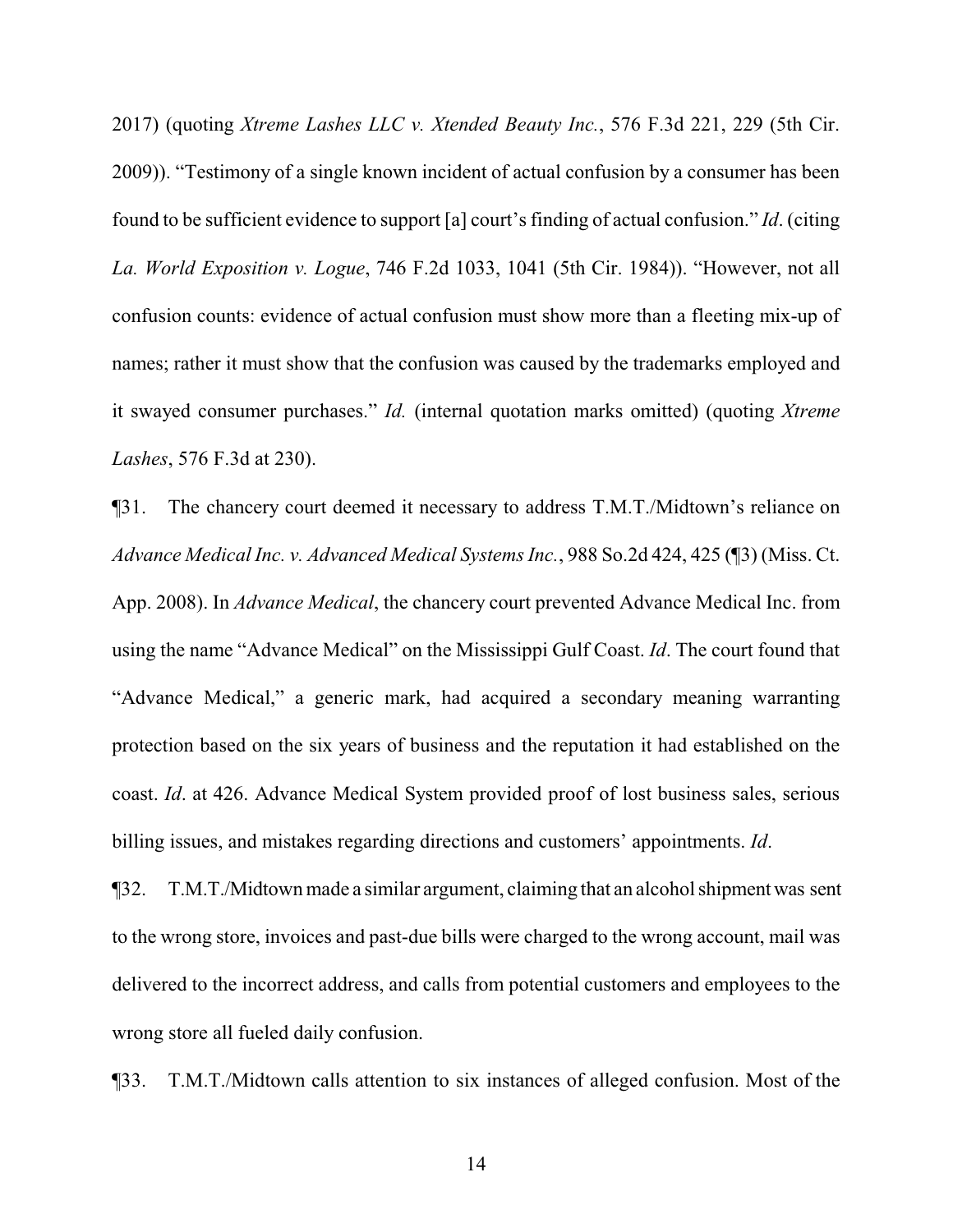2017) (quoting *Xtreme Lashes LLC v. Xtended Beauty Inc.*, 576 F.3d 221, 229 (5th Cir. 2009)). "Testimony of a single known incident of actual confusion by a consumer has been found to be sufficient evidence to support [a] court's finding of actual confusion." *Id*. (citing *La. World Exposition v. Logue*, 746 F.2d 1033, 1041 (5th Cir. 1984)). "However, not all confusion counts: evidence of actual confusion must show more than a fleeting mix-up of names; rather it must show that the confusion was caused by the trademarks employed and it swayed consumer purchases." *Id.* (internal quotation marks omitted) (quoting *Xtreme Lashes*, 576 F.3d at 230).

¶31. The chancery court deemed it necessary to address T.M.T./Midtown's reliance on *Advance Medical Inc. v. Advanced Medical Systems Inc.*, 988 So.2d 424, 425 (¶3) (Miss. Ct. App. 2008). In *Advance Medical*, the chancery court prevented Advance Medical Inc. from using the name "Advance Medical" on the Mississippi Gulf Coast. *Id*. The court found that "Advance Medical," a generic mark, had acquired a secondary meaning warranting protection based on the six years of business and the reputation it had established on the coast. *Id*. at 426. Advance Medical System provided proof of lost business sales, serious billing issues, and mistakes regarding directions and customers' appointments. *Id*.

¶32. T.M.T./Midtown made a similar argument, claiming that an alcohol shipment was sent to the wrong store, invoices and past-due bills were charged to the wrong account, mail was delivered to the incorrect address, and calls from potential customers and employees to the wrong store all fueled daily confusion.

¶33. T.M.T./Midtown calls attention to six instances of alleged confusion. Most of the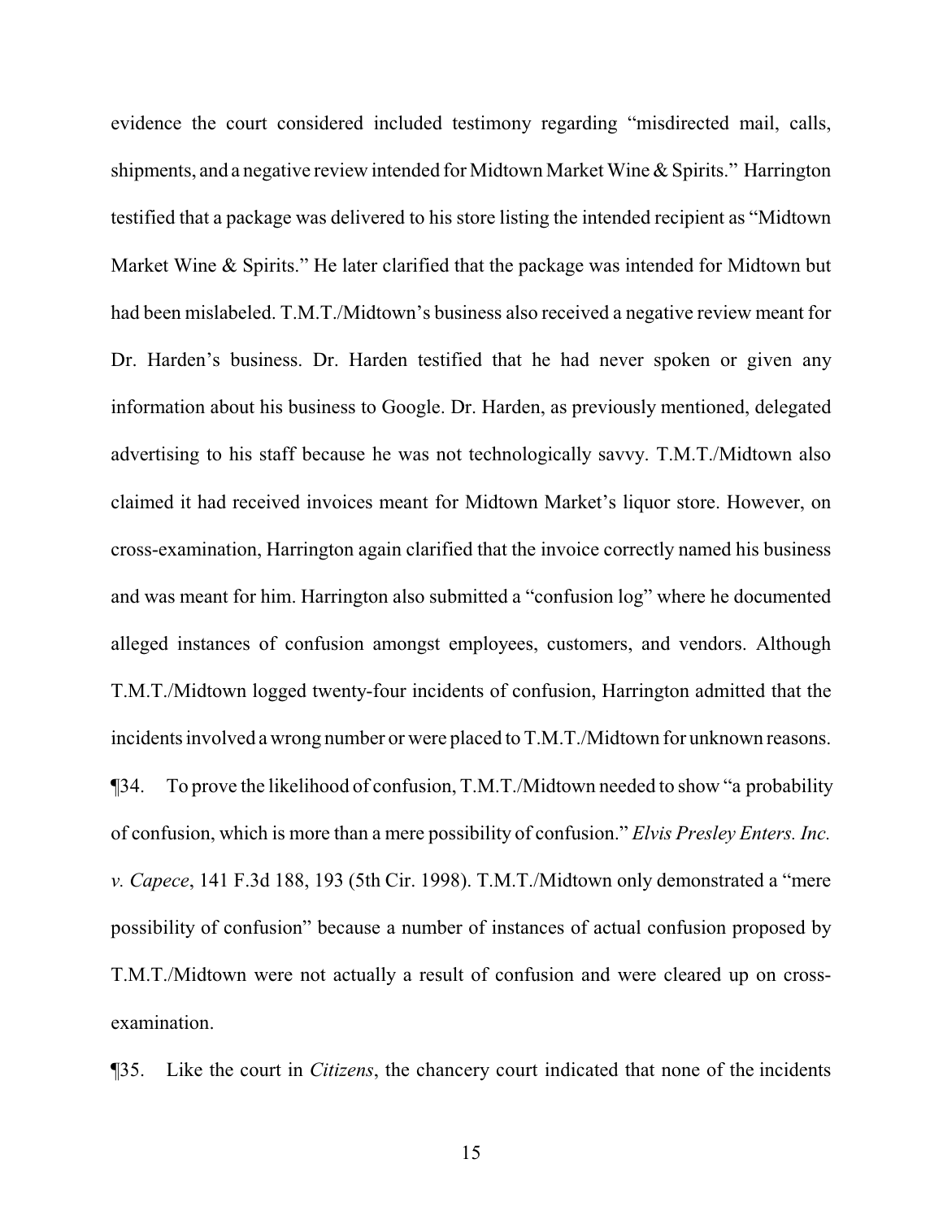evidence the court considered included testimony regarding "misdirected mail, calls, shipments, and a negative review intended for Midtown Market Wine & Spirits." Harrington testified that a package was delivered to his store listing the intended recipient as "Midtown Market Wine & Spirits." He later clarified that the package was intended for Midtown but had been mislabeled. T.M.T./Midtown's business also received a negative review meant for Dr. Harden's business. Dr. Harden testified that he had never spoken or given any information about his business to Google. Dr. Harden, as previously mentioned, delegated advertising to his staff because he was not technologically savvy. T.M.T./Midtown also claimed it had received invoices meant for Midtown Market's liquor store. However, on cross-examination, Harrington again clarified that the invoice correctly named his business and was meant for him. Harrington also submitted a "confusion log" where he documented alleged instances of confusion amongst employees, customers, and vendors. Although T.M.T./Midtown logged twenty-four incidents of confusion, Harrington admitted that the incidents involved a wrong number or were placed to T.M.T./Midtown for unknown reasons.

¶34. To prove the likelihood of confusion, T.M.T./Midtown needed to show "a probability of confusion, which is more than a mere possibility of confusion." *Elvis Presley Enters. Inc. v. Capece*, 141 F.3d 188, 193 (5th Cir. 1998). T.M.T./Midtown only demonstrated a "mere possibility of confusion" because a number of instances of actual confusion proposed by T.M.T./Midtown were not actually a result of confusion and were cleared up on cross-examination.

¶35. Like the court in *Citizens*, the chancery court indicated that none of the incidents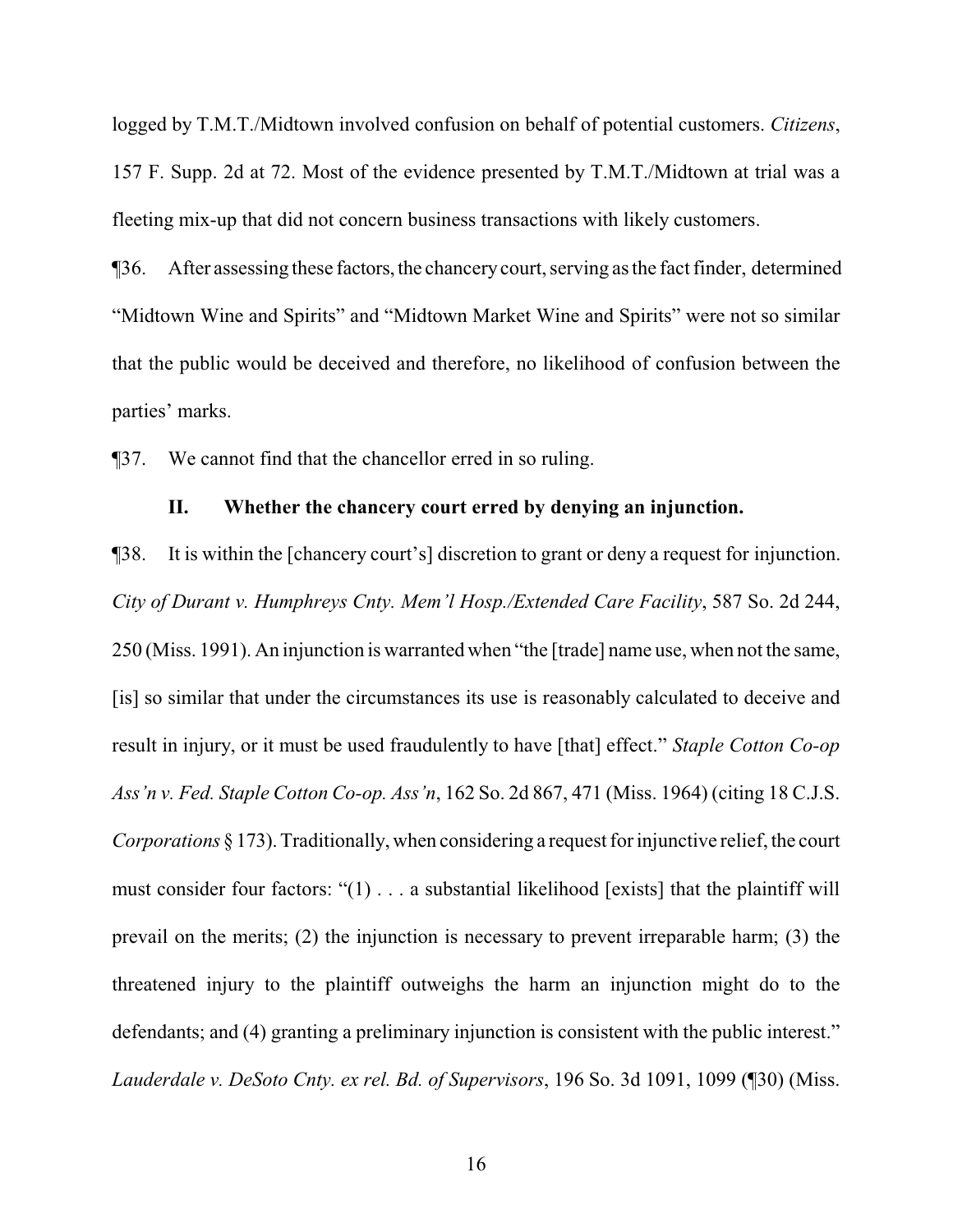logged by T.M.T./Midtown involved confusion on behalf of potential customers. *Citizens*, 157 F. Supp. 2d at 72. Most of the evidence presented by T.M.T./Midtown at trial was a fleeting mix-up that did not concern business transactions with likely customers.

¶36. After assessing these factors, the chancery court, serving as the fact finder, determined "Midtown Wine and Spirits" and "Midtown Market Wine and Spirits" were not so similar that the public would be deceived and therefore, no likelihood of confusion between the parties' marks.

¶37. We cannot find that the chancellor erred in so ruling.

### II. Whether the chancery court erred by denying an injunction.

¶38. It is within the [chancery court's] discretion to grant or deny a request for injunction. *City of Durant v. Humphreys Cnty. Mem'l Hosp./Extended Care Facility*, 587 So. 2d 244, 250 (Miss. 1991). An injunction is warranted when "the [trade] name use, when not the same, [is] so similar that under the circumstances its use is reasonably calculated to deceive and result in injury, or it must be used fraudulently to have [that] effect." *Staple Cotton Co-op Ass'n v. Fed. Staple Cotton Co-op. Ass'n*, 162 So. 2d 867, 471 (Miss. 1964) (citing 18 C.J.S. *Corporations* § 173). Traditionally, when considering a request for injunctive relief, the court must consider four factors: "(1) . . . a substantial likelihood [exists] that the plaintiff will prevail on the merits; (2) the injunction is necessary to prevent irreparable harm; (3) the threatened injury to the plaintiff outweighs the harm an injunction might do to the defendants; and (4) granting a preliminary injunction is consistent with the public interest." *Lauderdale v. DeSoto Cnty. ex rel. Bd. of Supervisors*, 196 So. 3d 1091, 1099 (¶30) (Miss.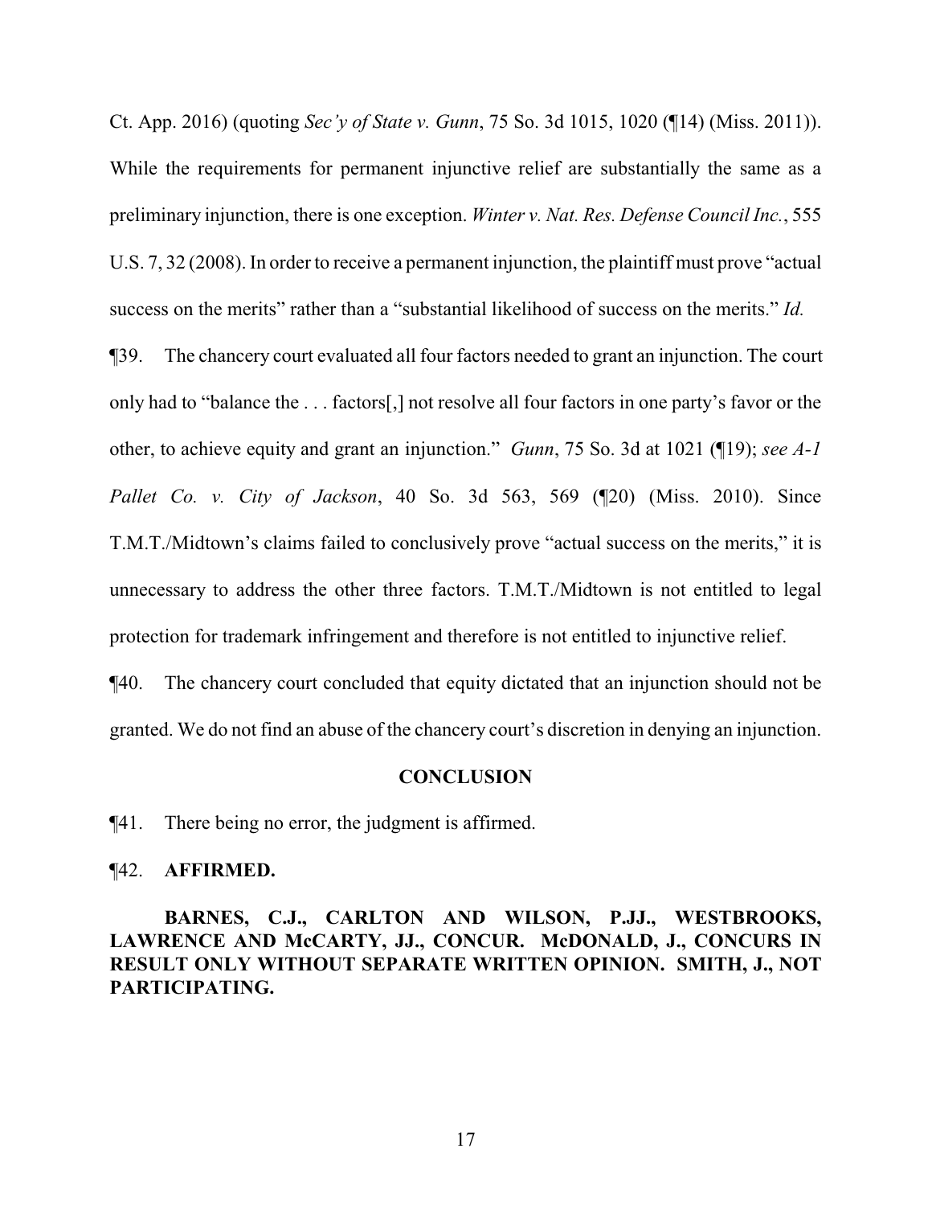Ct. App. 2016) (quoting *Sec'y of State v. Gunn*, 75 So. 3d 1015, 1020 (¶14) (Miss. 2011)). While the requirements for permanent injunctive relief are substantially the same as a preliminary injunction, there is one exception. *Winter v. Nat. Res. Defense Council Inc.*, 555 U.S. 7, 32 (2008). In order to receive a permanent injunction, the plaintiff must prove "actual success on the merits" rather than a "substantial likelihood of success on the merits." *Id.*

¶39. The chancery court evaluated all four factors needed to grant an injunction. The court only had to "balance the . . . factors[,] not resolve all four factors in one party's favor or the other, to achieve equity and grant an injunction." *Gunn*, 75 So. 3d at 1021 (¶19); *see A-1 Pallet Co. v. City of Jackson*, 40 So. 3d 563, 569 (¶20) (Miss. 2010). Since T.M.T./Midtown's claims failed to conclusively prove "actual success on the merits," it is unnecessary to address the other three factors. T.M.T./Midtown is not entitled to legal protection for trademark infringement and therefore is not entitled to injunctive relief.

¶40. The chancery court concluded that equity dictated that an injunction should not be granted. We do not find an abuse of the chancery court's discretion in denying an injunction.

## CONCLUSION

¶41. There being no error, the judgment is affirmed.

¶42. **AFFIRMED.**

**BARNES, C.J., CARLTON AND WILSON, P.JJ., WESTBROOKS, LAWRENCE AND McCARTY, JJ., CONCUR. McDONALD, J., CONCURS IN RESULT ONLY WITHOUT SEPARATE WRITTEN OPINION. SMITH, J., NOT PARTICIPATING.**